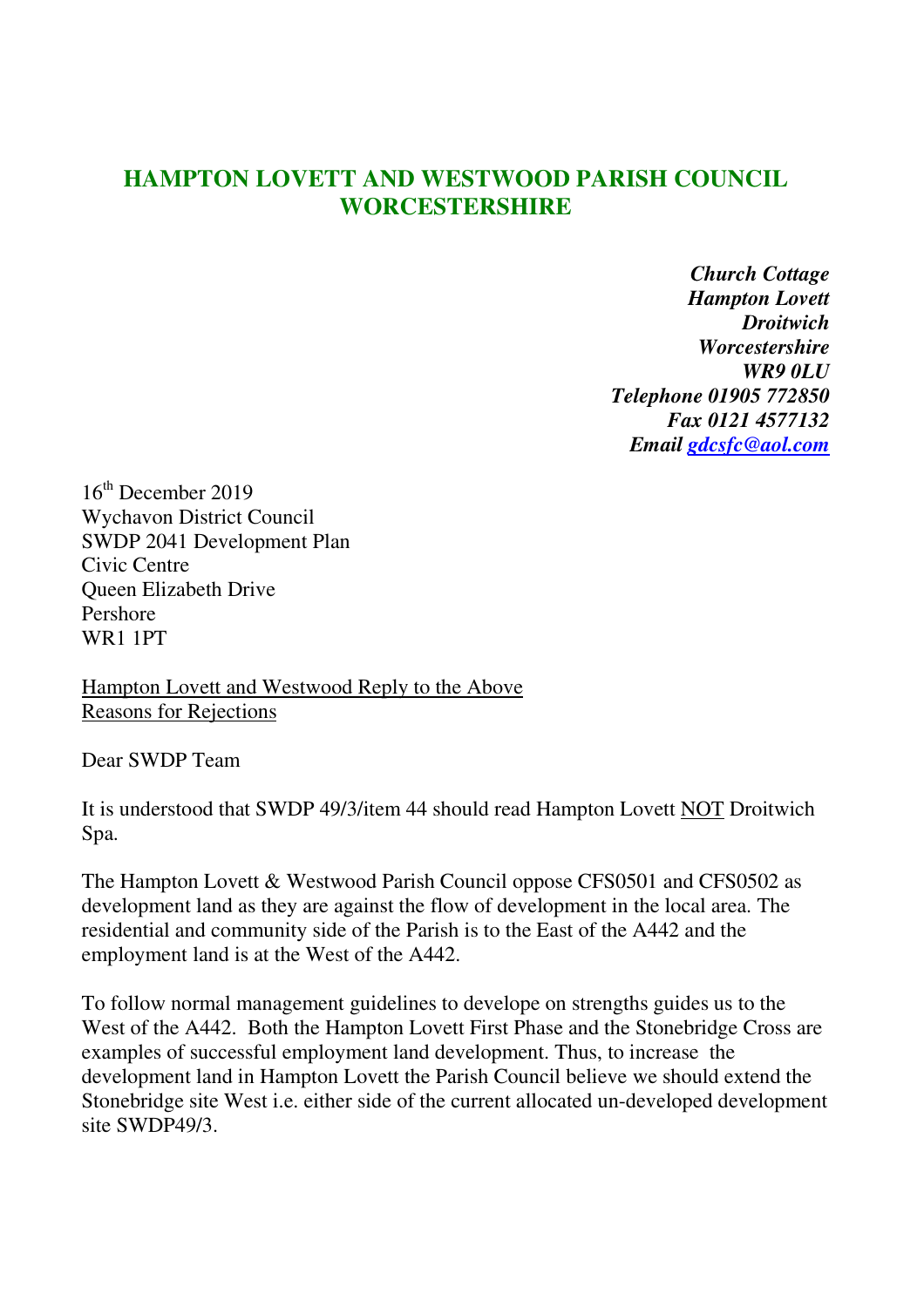# HAMPTON LOVETT AND WESTWOOD PARISH COUNCIL WORCESTERSHIRE

*Church Cottage*
*Hampton Lovett*
*Droitwich*
*Worcestershire*
*WR9 0LU*
*Telephone 01905 772850*
*Fax 0121 4577132*
*Email gdcsfc@aol.com*

16th December 2019
Wychavon District Council
SWDP 2041 Development Plan
Civic Centre
Queen Elizabeth Drive
Pershore
WR1 1PT

Hampton Lovett and Westwood Reply to the Above
Reasons for Rejections

Dear SWDP Team

It is understood that SWDP 49/3/item 44 should read Hampton Lovett NOT Droitwich Spa.

The Hampton Lovett & Westwood Parish Council oppose CFS0501 and CFS0502 as development land as they are against the flow of development in the local area. The residential and community side of the Parish is to the East of the A442 and the employment land is at the West of the A442.

To follow normal management guidelines to develope on strengths guides us to the West of the A442. Both the Hampton Lovett First Phase and the Stonebridge Cross are examples of successful employment land development. Thus, to increase the development land in Hampton Lovett the Parish Council believe we should extend the Stonebridge site West i.e. either side of the current allocated un-developed development site SWDP49/3.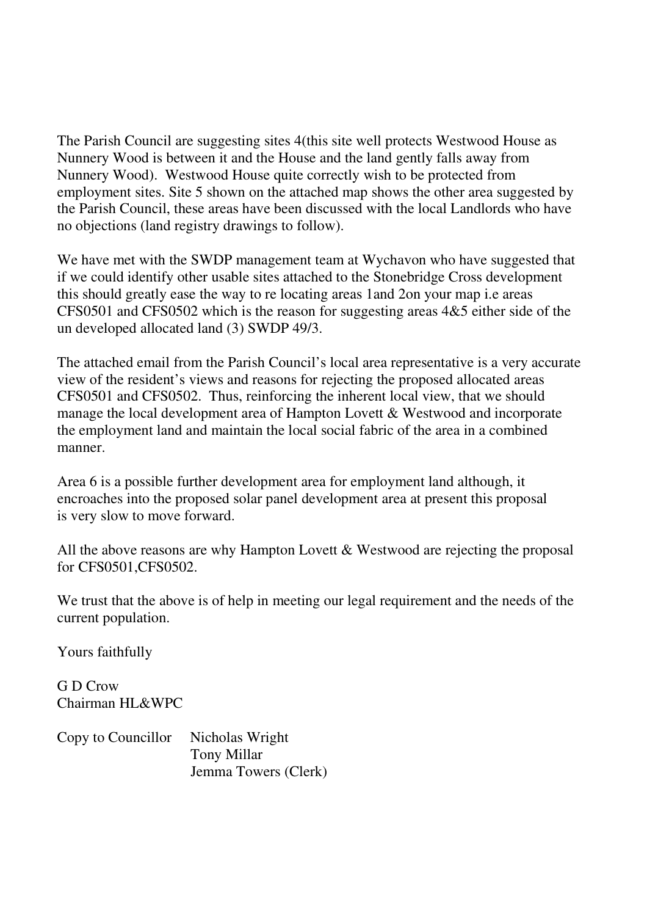The Parish Council are suggesting sites 4(this site well protects Westwood House as Nunnery Wood is between it and the House and the land gently falls away from Nunnery Wood). Westwood House quite correctly wish to be protected from employment sites. Site 5 shown on the attached map shows the other area suggested by the Parish Council, these areas have been discussed with the local Landlords who have no objections (land registry drawings to follow).

We have met with the SWDP management team at Wychavon who have suggested that if we could identify other usable sites attached to the Stonebridge Cross development this should greatly ease the way to re locating areas 1and 2on your map i.e areas CFS0501 and CFS0502 which is the reason for suggesting areas 4&5 either side of the un developed allocated land (3) SWDP 49/3.

The attached email from the Parish Council's local area representative is a very accurate view of the resident's views and reasons for rejecting the proposed allocated areas CFS0501 and CFS0502. Thus, reinforcing the inherent local view, that we should manage the local development area of Hampton Lovett & Westwood and incorporate the employment land and maintain the local social fabric of the area in a combined manner.

Area 6 is a possible further development area for employment land although, it encroaches into the proposed solar panel development area at present this proposal is very slow to move forward.

All the above reasons are why Hampton Lovett & Westwood are rejecting the proposal for CFS0501,CFS0502.

We trust that the above is of help in meeting our legal requirement and the needs of the current population.

Yours faithfully

G D Crow
Chairman HL&WPC

Copy to Councillor Nicholas Wright
Tony Millar
Jemma Towers (Clerk)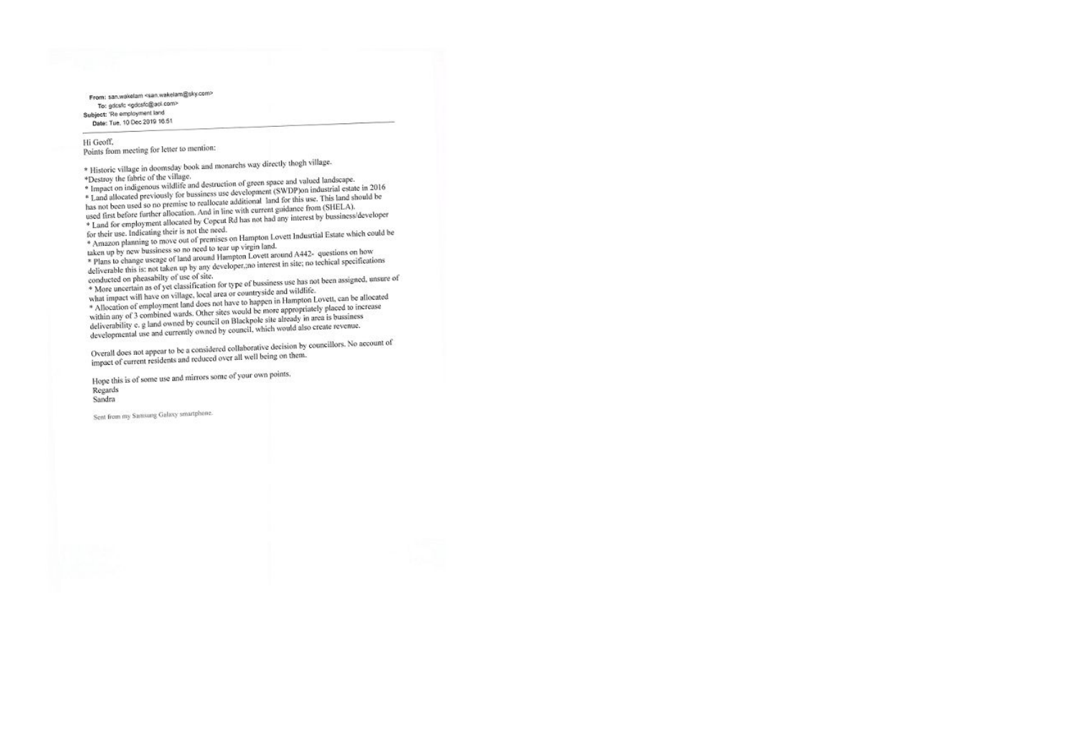**From:** san.wakelam <san.wakelam@sky.com>
**To:** gdcsfc <gdcsfc@aol.com>
**Subject:** 'Re employment land
**Date:** Tue, 10 Dec 2019 16:51

Hi Geoff,
Points from meeting for letter to mention:

* Historic village in doomsday book and monarchs way directly thogh village.
*Destroy the fabric of the village.
* Impact on indigenous wildlife and destruction of green space and valued landscape.
* Land allocated previously for bussiness use development (SWDP)on industrial estate in 2016 has not been used so no premise to reallocate additional land for this use. This land should be used first before further allocation. And in line with current guidance from (SHELA).
* Land for employment allocated by Copcut Rd has not had any interest by bussiness/developer for their use. Indicating their is not the need.
* Amazon planning to move out of premises on Hampton Lovett Indusrtial Estate which could be taken up by new bussiness so no need to tear up virgin land.
* Plans to change useage of land around Hampton Lovett around A442- questions on how deliverable this is: not taken up by any developer,;no interest in site; no techical specifications conducted on pheasabilty of use of site.
* More uncertain as of yet classification for type of bussiness use has not been assigned, unsure of what impact will have on village, local area or countryside and wildlife.
* Allocation of employment land does not have to happen in Hampton Lovett, can be allocated within any of 3 combined wards. Other sites would be more appropriately placed to increase deliverability e. g land owned by council on Blackpole site already in area is bussiness developmental use and currently owned by council, which would also create revenue.

Overall does not appear to be a considered collaborative decision by councillors. No account of impact of current residents and reduced over all well being on them.

Hope this is of some use and mirrors some of your own points.
Regards
Sandra

Sent from my Samsung Galaxy smartphone.